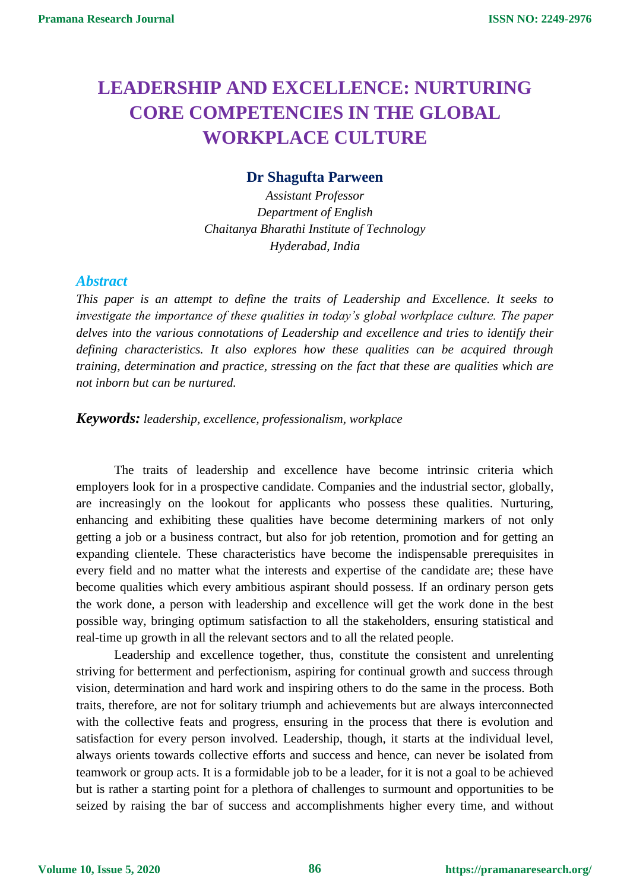# LEADERSHIP AND EXCELLENCE: NURTURING CORE COMPETENCIES IN THE GLOBAL WORKPLACE CULTURE

**Dr Shagufta Parween**

*Assistant Professor*
*Department of English*
*Chaitanya Bharathi Institute of Technology*
*Hyderabad, India*

## *Abstract*

*This paper is an attempt to define the traits of Leadership and Excellence. It seeks to investigate the importance of these qualities in today's global workplace culture. The paper delves into the various connotations of Leadership and excellence and tries to identify their defining characteristics. It also explores how these qualities can be acquired through training, determination and practice, stressing on the fact that these are qualities which are not inborn but can be nurtured.*

***Keywords:*** *leadership, excellence, professionalism, workplace*

The traits of leadership and excellence have become intrinsic criteria which employers look for in a prospective candidate. Companies and the industrial sector, globally, are increasingly on the lookout for applicants who possess these qualities. Nurturing, enhancing and exhibiting these qualities have become determining markers of not only getting a job or a business contract, but also for job retention, promotion and for getting an expanding clientele. These characteristics have become the indispensable prerequisites in every field and no matter what the interests and expertise of the candidate are; these have become qualities which every ambitious aspirant should possess. If an ordinary person gets the work done, a person with leadership and excellence will get the work done in the best possible way, bringing optimum satisfaction to all the stakeholders, ensuring statistical and real-time up growth in all the relevant sectors and to all the related people.

Leadership and excellence together, thus, constitute the consistent and unrelenting striving for betterment and perfectionism, aspiring for continual growth and success through vision, determination and hard work and inspiring others to do the same in the process. Both traits, therefore, are not for solitary triumph and achievements but are always interconnected with the collective feats and progress, ensuring in the process that there is evolution and satisfaction for every person involved. Leadership, though, it starts at the individual level, always orients towards collective efforts and success and hence, can never be isolated from teamwork or group acts. It is a formidable job to be a leader, for it is not a goal to be achieved but is rather a starting point for a plethora of challenges to surmount and opportunities to be seized by raising the bar of success and accomplishments higher every time, and without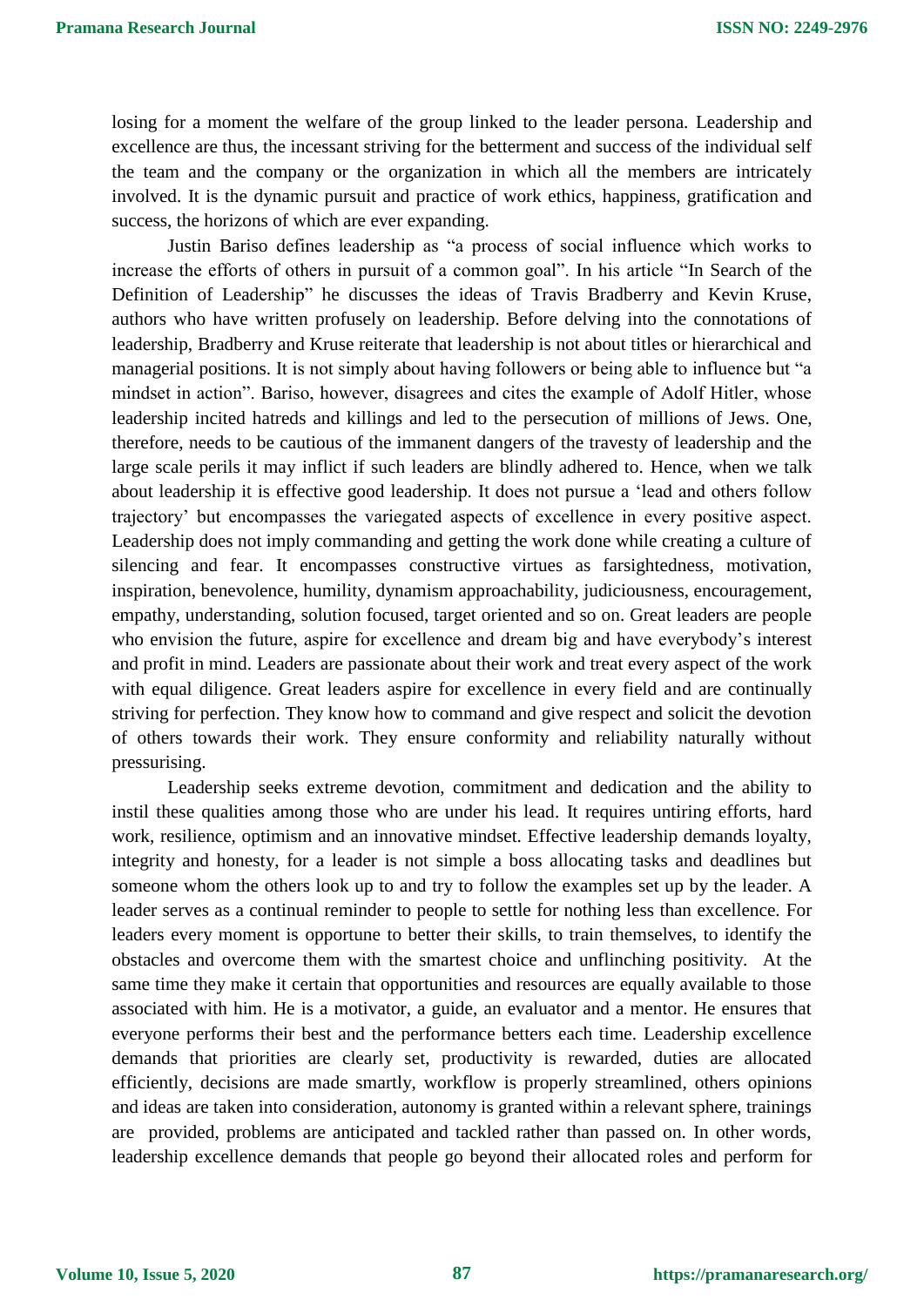losing for a moment the welfare of the group linked to the leader persona. Leadership and excellence are thus, the incessant striving for the betterment and success of the individual self the team and the company or the organization in which all the members are intricately involved. It is the dynamic pursuit and practice of work ethics, happiness, gratification and success, the horizons of which are ever expanding.

Justin Bariso defines leadership as "a process of social influence which works to increase the efforts of others in pursuit of a common goal". In his article "In Search of the Definition of Leadership" he discusses the ideas of Travis Bradberry and Kevin Kruse, authors who have written profusely on leadership. Before delving into the connotations of leadership, Bradberry and Kruse reiterate that leadership is not about titles or hierarchical and managerial positions. It is not simply about having followers or being able to influence but "a mindset in action". Bariso, however, disagrees and cites the example of Adolf Hitler, whose leadership incited hatreds and killings and led to the persecution of millions of Jews. One, therefore, needs to be cautious of the immanent dangers of the travesty of leadership and the large scale perils it may inflict if such leaders are blindly adhered to. Hence, when we talk about leadership it is effective good leadership. It does not pursue a 'lead and others follow trajectory' but encompasses the variegated aspects of excellence in every positive aspect. Leadership does not imply commanding and getting the work done while creating a culture of silencing and fear. It encompasses constructive virtues as farsightedness, motivation, inspiration, benevolence, humility, dynamism approachability, judiciousness, encouragement, empathy, understanding, solution focused, target oriented and so on. Great leaders are people who envision the future, aspire for excellence and dream big and have everybody's interest and profit in mind. Leaders are passionate about their work and treat every aspect of the work with equal diligence. Great leaders aspire for excellence in every field and are continually striving for perfection. They know how to command and give respect and solicit the devotion of others towards their work. They ensure conformity and reliability naturally without pressurising.

Leadership seeks extreme devotion, commitment and dedication and the ability to instil these qualities among those who are under his lead. It requires untiring efforts, hard work, resilience, optimism and an innovative mindset. Effective leadership demands loyalty, integrity and honesty, for a leader is not simple a boss allocating tasks and deadlines but someone whom the others look up to and try to follow the examples set up by the leader. A leader serves as a continual reminder to people to settle for nothing less than excellence. For leaders every moment is opportune to better their skills, to train themselves, to identify the obstacles and overcome them with the smartest choice and unflinching positivity. At the same time they make it certain that opportunities and resources are equally available to those associated with him. He is a motivator, a guide, an evaluator and a mentor. He ensures that everyone performs their best and the performance betters each time. Leadership excellence demands that priorities are clearly set, productivity is rewarded, duties are allocated efficiently, decisions are made smartly, workflow is properly streamlined, others opinions and ideas are taken into consideration, autonomy is granted within a relevant sphere, trainings are provided, problems are anticipated and tackled rather than passed on. In other words, leadership excellence demands that people go beyond their allocated roles and perform for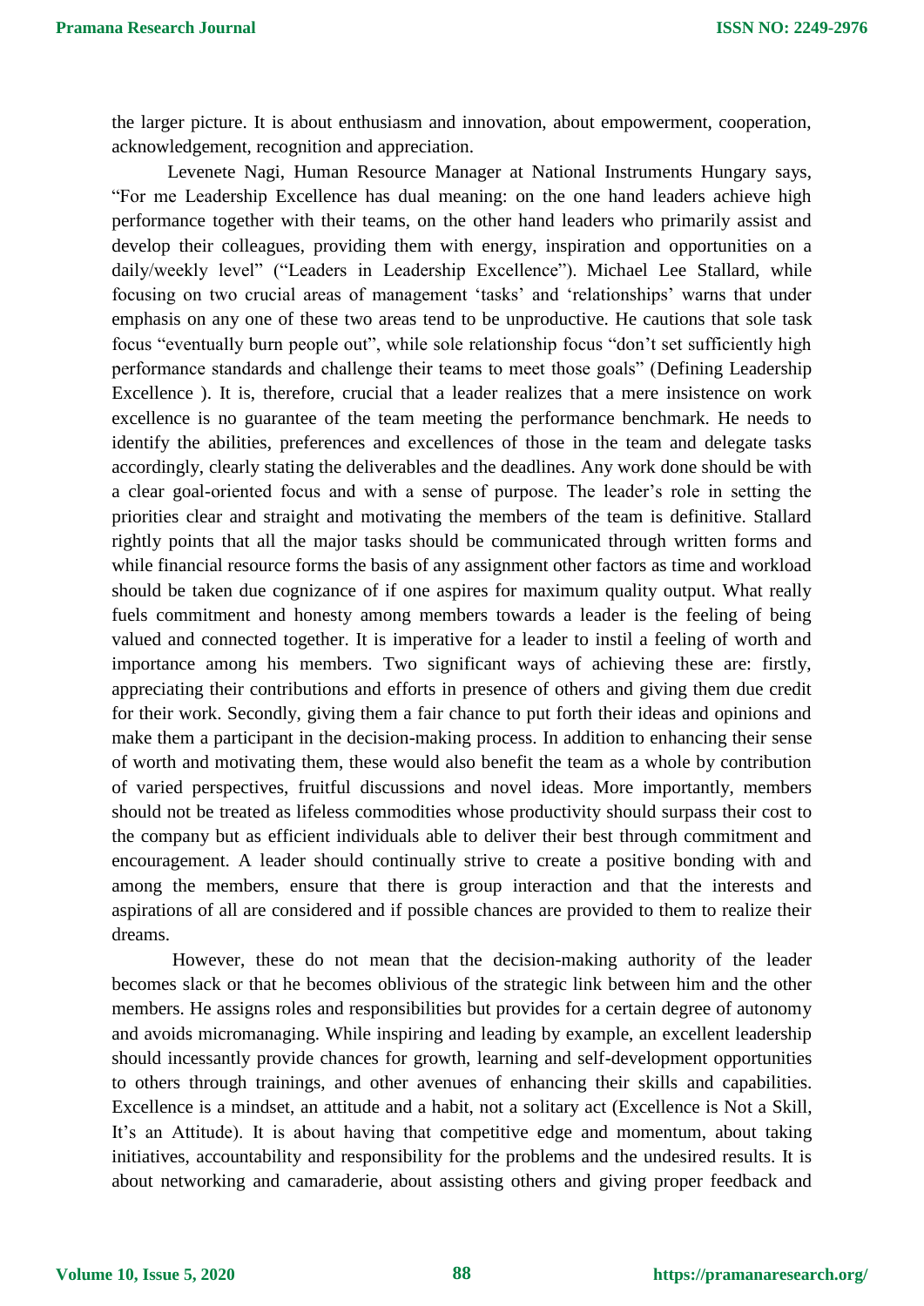the larger picture. It is about enthusiasm and innovation, about empowerment, cooperation, acknowledgement, recognition and appreciation.

Levenete Nagi, Human Resource Manager at National Instruments Hungary says, "For me Leadership Excellence has dual meaning: on the one hand leaders achieve high performance together with their teams, on the other hand leaders who primarily assist and develop their colleagues, providing them with energy, inspiration and opportunities on a daily/weekly level" ("Leaders in Leadership Excellence"). Michael Lee Stallard, while focusing on two crucial areas of management 'tasks' and 'relationships' warns that under emphasis on any one of these two areas tend to be unproductive. He cautions that sole task focus "eventually burn people out", while sole relationship focus "don't set sufficiently high performance standards and challenge their teams to meet those goals" (Defining Leadership Excellence ). It is, therefore, crucial that a leader realizes that a mere insistence on work excellence is no guarantee of the team meeting the performance benchmark. He needs to identify the abilities, preferences and excellences of those in the team and delegate tasks accordingly, clearly stating the deliverables and the deadlines. Any work done should be with a clear goal-oriented focus and with a sense of purpose. The leader's role in setting the priorities clear and straight and motivating the members of the team is definitive. Stallard rightly points that all the major tasks should be communicated through written forms and while financial resource forms the basis of any assignment other factors as time and workload should be taken due cognizance of if one aspires for maximum quality output. What really fuels commitment and honesty among members towards a leader is the feeling of being valued and connected together. It is imperative for a leader to instil a feeling of worth and importance among his members. Two significant ways of achieving these are: firstly, appreciating their contributions and efforts in presence of others and giving them due credit for their work. Secondly, giving them a fair chance to put forth their ideas and opinions and make them a participant in the decision-making process. In addition to enhancing their sense of worth and motivating them, these would also benefit the team as a whole by contribution of varied perspectives, fruitful discussions and novel ideas. More importantly, members should not be treated as lifeless commodities whose productivity should surpass their cost to the company but as efficient individuals able to deliver their best through commitment and encouragement. A leader should continually strive to create a positive bonding with and among the members, ensure that there is group interaction and that the interests and aspirations of all are considered and if possible chances are provided to them to realize their dreams.

However, these do not mean that the decision-making authority of the leader becomes slack or that he becomes oblivious of the strategic link between him and the other members. He assigns roles and responsibilities but provides for a certain degree of autonomy and avoids micromanaging. While inspiring and leading by example, an excellent leadership should incessantly provide chances for growth, learning and self-development opportunities to others through trainings, and other avenues of enhancing their skills and capabilities. Excellence is a mindset, an attitude and a habit, not a solitary act (Excellence is Not a Skill, It's an Attitude). It is about having that competitive edge and momentum, about taking initiatives, accountability and responsibility for the problems and the undesired results. It is about networking and camaraderie, about assisting others and giving proper feedback and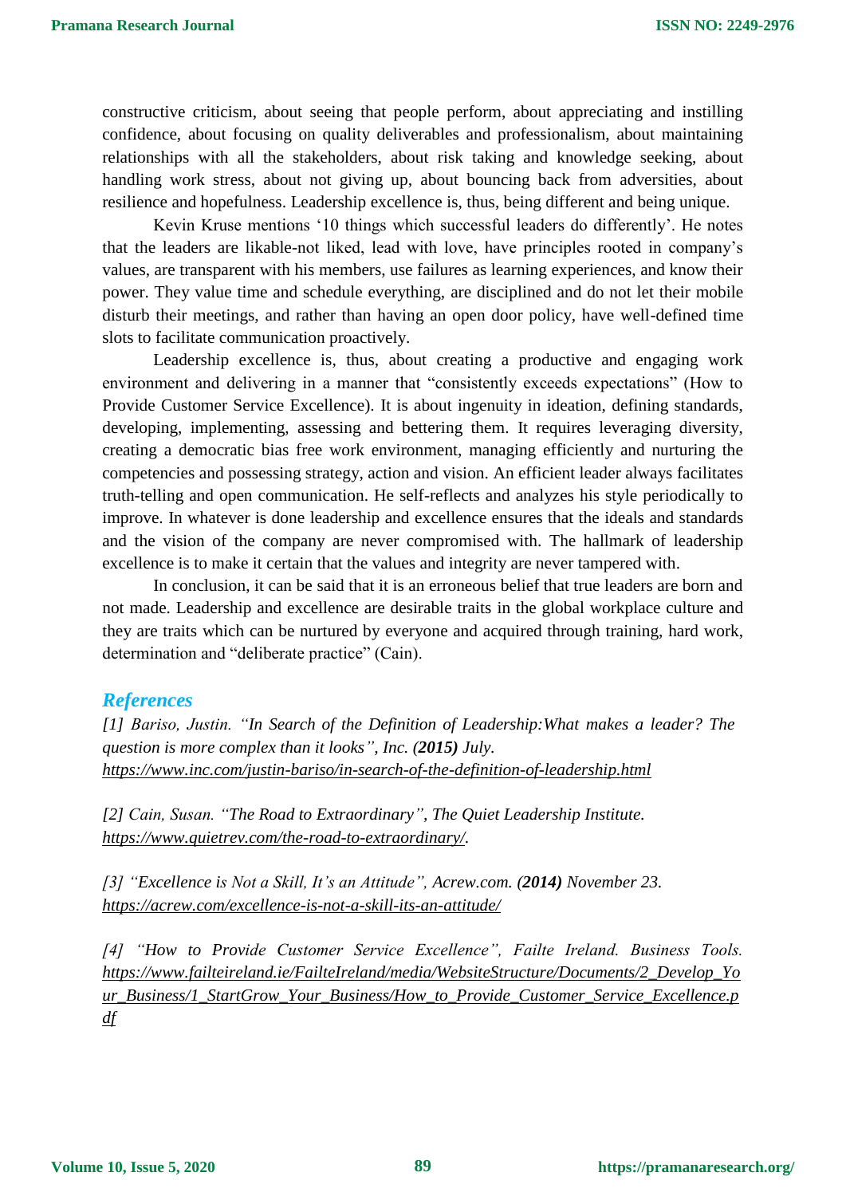constructive criticism, about seeing that people perform, about appreciating and instilling confidence, about focusing on quality deliverables and professionalism, about maintaining relationships with all the stakeholders, about risk taking and knowledge seeking, about handling work stress, about not giving up, about bouncing back from adversities, about resilience and hopefulness. Leadership excellence is, thus, being different and being unique.

Kevin Kruse mentions '10 things which successful leaders do differently'. He notes that the leaders are likable-not liked, lead with love, have principles rooted in company's values, are transparent with his members, use failures as learning experiences, and know their power. They value time and schedule everything, are disciplined and do not let their mobile disturb their meetings, and rather than having an open door policy, have well-defined time slots to facilitate communication proactively.

Leadership excellence is, thus, about creating a productive and engaging work environment and delivering in a manner that "consistently exceeds expectations" (How to Provide Customer Service Excellence). It is about ingenuity in ideation, defining standards, developing, implementing, assessing and bettering them. It requires leveraging diversity, creating a democratic bias free work environment, managing efficiently and nurturing the competencies and possessing strategy, action and vision. An efficient leader always facilitates truth-telling and open communication. He self-reflects and analyzes his style periodically to improve. In whatever is done leadership and excellence ensures that the ideals and standards and the vision of the company are never compromised with. The hallmark of leadership excellence is to make it certain that the values and integrity are never tampered with.

In conclusion, it can be said that it is an erroneous belief that true leaders are born and not made. Leadership and excellence are desirable traits in the global workplace culture and they are traits which can be nurtured by everyone and acquired through training, hard work, determination and "deliberate practice" (Cain).

## References

*[1] Bariso, Justin. "In Search of the Definition of Leadership:What makes a leader? The question is more complex than it looks", Inc. (**2015**) July.*
*https://www.inc.com/justin-bariso/in-search-of-the-definition-of-leadership.html*

*[2] Cain, Susan. "The Road to Extraordinary", The Quiet Leadership Institute.*
*https://www.quietrev.com/the-road-to-extraordinary/.*

*[3] "Excellence is Not a Skill, It's an Attitude", Acrew.com. (**2014**) November 23.*
*https://acrew.com/excellence-is-not-a-skill-its-an-attitude/*

*[4] "How to Provide Customer Service Excellence", Failte Ireland. Business Tools.*
*https://www.failteireland.ie/FailteIreland/media/WebsiteStructure/Documents/2_Develop_Your_Business/1_StartGrow_Your_Business/How_to_Provide_Customer_Service_Excellence.pdf*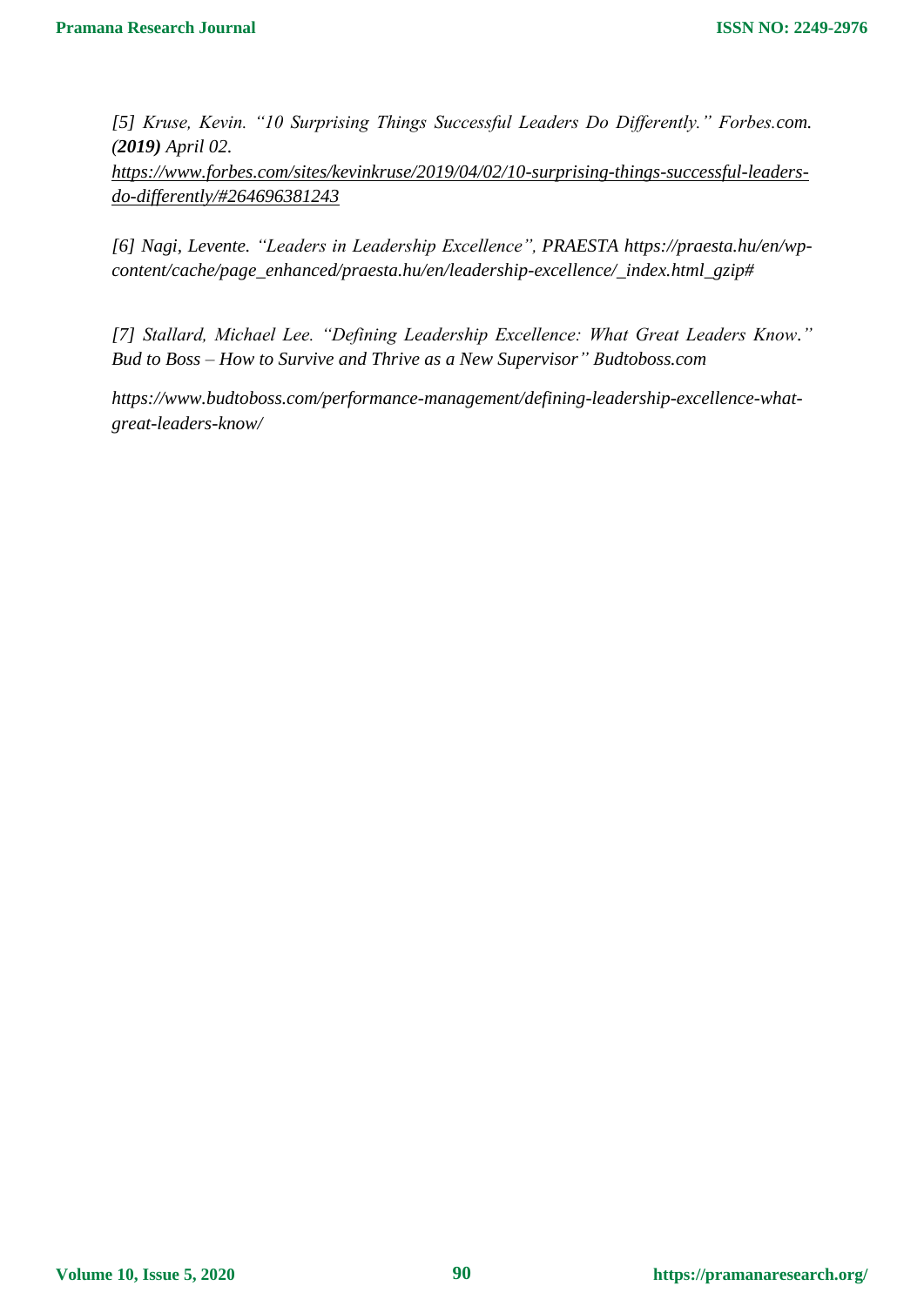*[5] Kruse, Kevin. "10 Surprising Things Successful Leaders Do Differently." Forbes.com. (**2019**) April 02.*
*https://www.forbes.com/sites/kevinkruse/2019/04/02/10-surprising-things-successful-leaders-do-differently/#264696381243*

*[6] Nagi, Levente. "Leaders in Leadership Excellence", PRAESTA https://praesta.hu/en/wp-content/cache/page_enhanced/praesta.hu/en/leadership-excellence/_index.html_gzip#*

*[7] Stallard, Michael Lee. "Defining Leadership Excellence: What Great Leaders Know." Bud to Boss – How to Survive and Thrive as a New Supervisor" Budtoboss.com*

*https://www.budtoboss.com/performance-management/defining-leadership-excellence-what-great-leaders-know/*